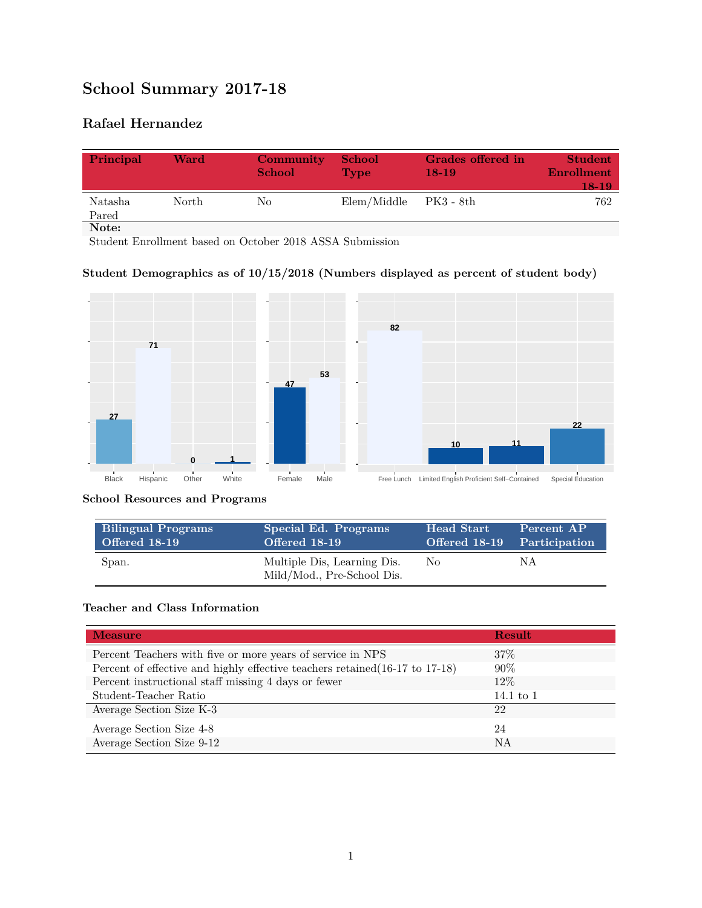# School Summary 2017-18

## Rafael Hernandez

| Principal | Ward | Community School | School Type | Grades offered in 18-19 | Student Enrollment 18-19 |
|---|---|---|---|---|---|
| Natasha Pared | North | No | Elem/Middle | PK3 - 8th | 762 |

**Note:**

Student Enrollment based on October 2018 ASSA Submission

### Student Demographics as of 10/15/2018 (Numbers displayed as percent of student body)

| Black | Hispanic | Other | White |
|---|---|---|---|
| 27 | 71 | 0 | 1 |

| Female | Male |
|---|---|
| 47 | 53 |

| Free Lunch | Limited English Proficient | Self-Contained | Special Education |
|---|---|---|---|
| 82 | 10 | 11 | 22 |

### School Resources and Programs

| Bilingual Programs Offered 18-19 | Special Ed. Programs Offered 18-19 | Head Start Offered 18-19 | Percent AP Participation |
|---|---|---|---|
| Span. | Multiple Dis, Learning Dis. Mild/Mod., Pre-School Dis. | No | NA |

### Teacher and Class Information

| Measure | Result |
|---|---|
| Percent Teachers with five or more years of service in NPS | 37% |
| Percent of effective and highly effective teachers retained(16-17 to 17-18) | 90% |
| Percent instructional staff missing 4 days or fewer | 12% |
| Student-Teacher Ratio | 14.1 to 1 |
| Average Section Size K-3 | 22 |
| Average Section Size 4-8 | 24 |
| Average Section Size 9-12 | NA |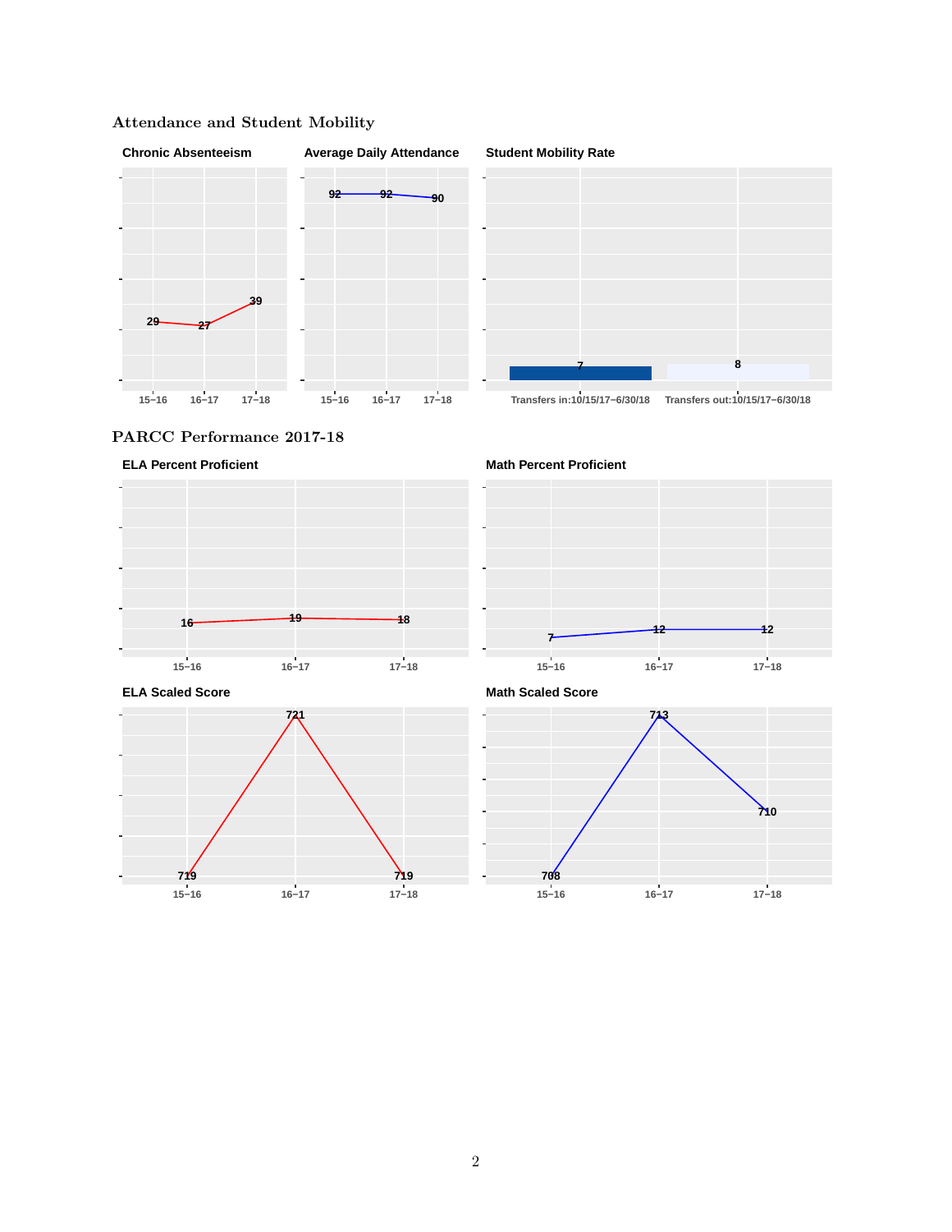## Attendance and Student Mobility

**Chronic Absenteeism**

29
27
39

15−16
16−17
17−18

**Average Daily Attendance**

92
92
90

15−16
16−17
17−18

**Student Mobility Rate**

7
8

Transfers in:10/15/17−6/30/18
Transfers out:10/15/17−6/30/18

## PARCC Performance 2017-18

**ELA Percent Proficient**

16
19
18

15−16
16−17
17−18

**Math Percent Proficient**

7
12
12

15−16
16−17
17−18

**ELA Scaled Score**

719
721
719

15−16
16−17
17−18

**Math Scaled Score**

708
713
710

15−16
16−17
17−18